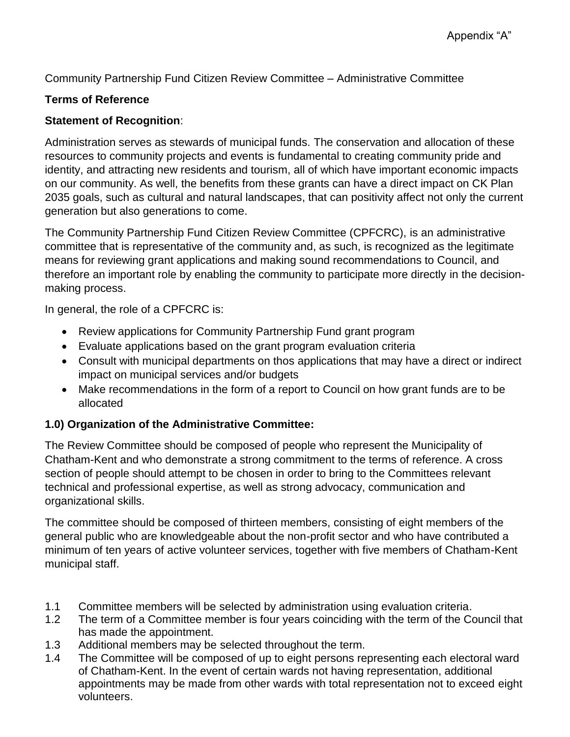Appendix "A"

Community Partnership Fund Citizen Review Committee – Administrative Committee

**Terms of Reference**

**Statement of Recognition**:

Administration serves as stewards of municipal funds. The conservation and allocation of these resources to community projects and events is fundamental to creating community pride and identity, and attracting new residents and tourism, all of which have important economic impacts on our community. As well, the benefits from these grants can have a direct impact on CK Plan 2035 goals, such as cultural and natural landscapes, that can positivity affect not only the current generation but also generations to come.

The Community Partnership Fund Citizen Review Committee (CPFCRC), is an administrative committee that is representative of the community and, as such, is recognized as the legitimate means for reviewing grant applications and making sound recommendations to Council, and therefore an important role by enabling the community to participate more directly in the decision-making process.

In general, the role of a CPFCRC is:

- Review applications for Community Partnership Fund grant program
- Evaluate applications based on the grant program evaluation criteria
- Consult with municipal departments on thos applications that may have a direct or indirect impact on municipal services and/or budgets
- Make recommendations in the form of a report to Council on how grant funds are to be allocated

**1.0) Organization of the Administrative Committee:**

The Review Committee should be composed of people who represent the Municipality of Chatham-Kent and who demonstrate a strong commitment to the terms of reference. A cross section of people should attempt to be chosen in order to bring to the Committees relevant technical and professional expertise, as well as strong advocacy, communication and organizational skills.

The committee should be composed of thirteen members, consisting of eight members of the general public who are knowledgeable about the non-profit sector and who have contributed a minimum of ten years of active volunteer services, together with five members of Chatham-Kent municipal staff.

1.1 Committee members will be selected by administration using evaluation criteria.

1.2 The term of a Committee member is four years coinciding with the term of the Council that has made the appointment.

1.3 Additional members may be selected throughout the term.

1.4 The Committee will be composed of up to eight persons representing each electoral ward of Chatham-Kent. In the event of certain wards not having representation, additional appointments may be made from other wards with total representation not to exceed eight volunteers.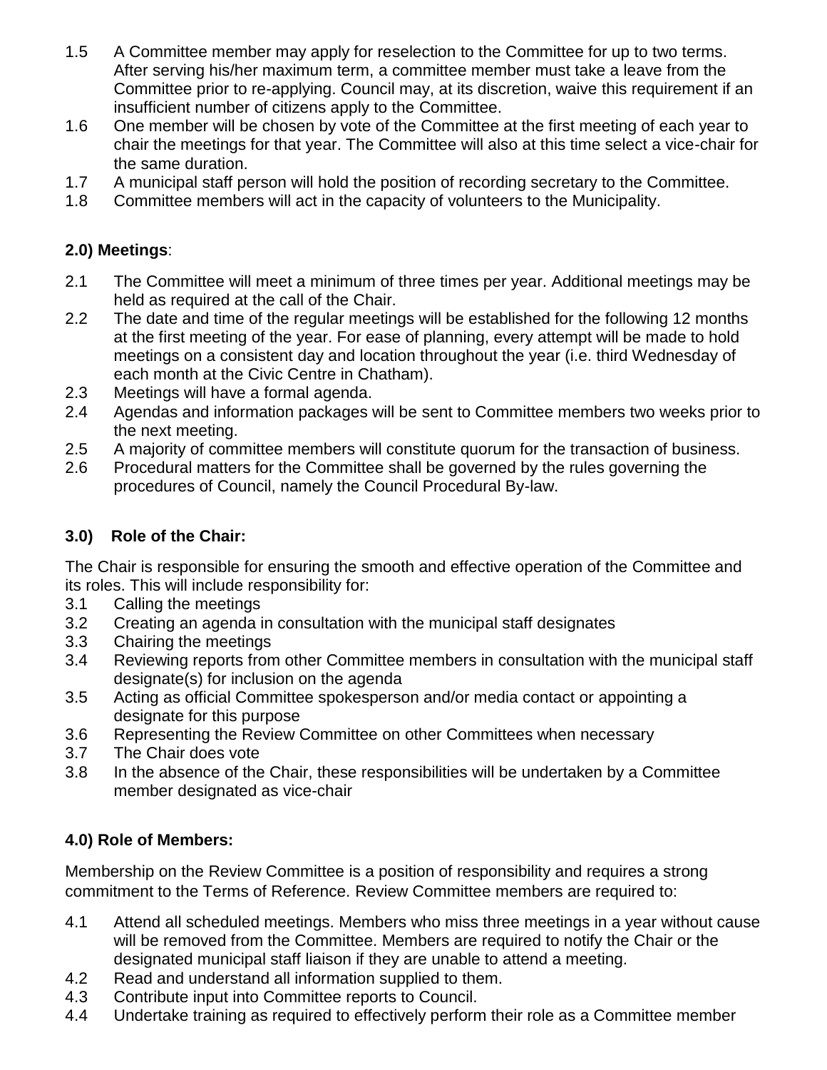1.5 A Committee member may apply for reselection to the Committee for up to two terms. After serving his/her maximum term, a committee member must take a leave from the Committee prior to re-applying. Council may, at its discretion, waive this requirement if an insufficient number of citizens apply to the Committee.

1.6 One member will be chosen by vote of the Committee at the first meeting of each year to chair the meetings for that year. The Committee will also at this time select a vice-chair for the same duration.

1.7 A municipal staff person will hold the position of recording secretary to the Committee.

1.8 Committee members will act in the capacity of volunteers to the Municipality.

**2.0) Meetings**:

2.1 The Committee will meet a minimum of three times per year. Additional meetings may be held as required at the call of the Chair.

2.2 The date and time of the regular meetings will be established for the following 12 months at the first meeting of the year. For ease of planning, every attempt will be made to hold meetings on a consistent day and location throughout the year (i.e. third Wednesday of each month at the Civic Centre in Chatham).

2.3 Meetings will have a formal agenda.

2.4 Agendas and information packages will be sent to Committee members two weeks prior to the next meeting.

2.5 A majority of committee members will constitute quorum for the transaction of business.

2.6 Procedural matters for the Committee shall be governed by the rules governing the procedures of Council, namely the Council Procedural By-law.

**3.0) Role of the Chair:**

The Chair is responsible for ensuring the smooth and effective operation of the Committee and its roles. This will include responsibility for:

3.1 Calling the meetings

3.2 Creating an agenda in consultation with the municipal staff designates

3.3 Chairing the meetings

3.4 Reviewing reports from other Committee members in consultation with the municipal staff designate(s) for inclusion on the agenda

3.5 Acting as official Committee spokesperson and/or media contact or appointing a designate for this purpose

3.6 Representing the Review Committee on other Committees when necessary

3.7 The Chair does vote

3.8 In the absence of the Chair, these responsibilities will be undertaken by a Committee member designated as vice-chair

**4.0) Role of Members:**

Membership on the Review Committee is a position of responsibility and requires a strong commitment to the Terms of Reference. Review Committee members are required to:

4.1 Attend all scheduled meetings. Members who miss three meetings in a year without cause will be removed from the Committee. Members are required to notify the Chair or the designated municipal staff liaison if they are unable to attend a meeting.

4.2 Read and understand all information supplied to them.

4.3 Contribute input into Committee reports to Council.

4.4 Undertake training as required to effectively perform their role as a Committee member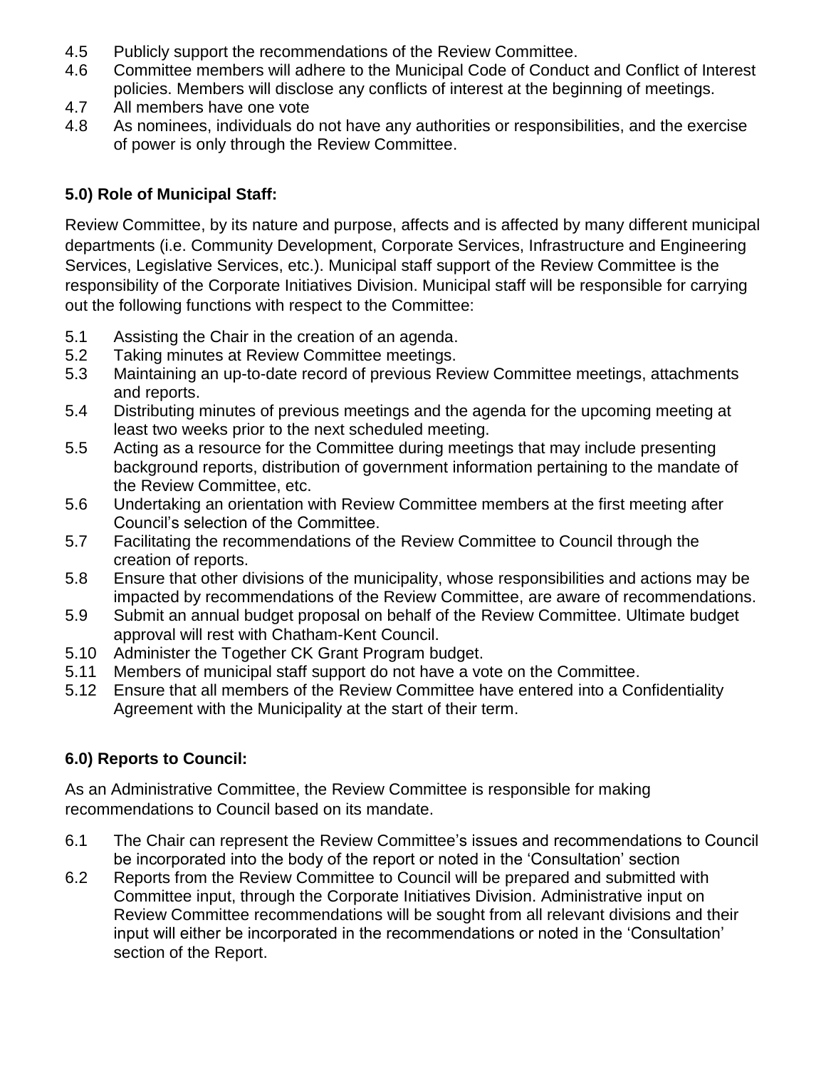4.5 Publicly support the recommendations of the Review Committee.
4.6 Committee members will adhere to the Municipal Code of Conduct and Conflict of Interest policies. Members will disclose any conflicts of interest at the beginning of meetings.
4.7 All members have one vote
4.8 As nominees, individuals do not have any authorities or responsibilities, and the exercise of power is only through the Review Committee.

## 5.0) Role of Municipal Staff:

Review Committee, by its nature and purpose, affects and is affected by many different municipal departments (i.e. Community Development, Corporate Services, Infrastructure and Engineering Services, Legislative Services, etc.). Municipal staff support of the Review Committee is the responsibility of the Corporate Initiatives Division. Municipal staff will be responsible for carrying out the following functions with respect to the Committee:

5.1 Assisting the Chair in the creation of an agenda.
5.2 Taking minutes at Review Committee meetings.
5.3 Maintaining an up-to-date record of previous Review Committee meetings, attachments and reports.
5.4 Distributing minutes of previous meetings and the agenda for the upcoming meeting at least two weeks prior to the next scheduled meeting.
5.5 Acting as a resource for the Committee during meetings that may include presenting background reports, distribution of government information pertaining to the mandate of the Review Committee, etc.
5.6 Undertaking an orientation with Review Committee members at the first meeting after Council's selection of the Committee.
5.7 Facilitating the recommendations of the Review Committee to Council through the creation of reports.
5.8 Ensure that other divisions of the municipality, whose responsibilities and actions may be impacted by recommendations of the Review Committee, are aware of recommendations.
5.9 Submit an annual budget proposal on behalf of the Review Committee. Ultimate budget approval will rest with Chatham-Kent Council.
5.10 Administer the Together CK Grant Program budget.
5.11 Members of municipal staff support do not have a vote on the Committee.
5.12 Ensure that all members of the Review Committee have entered into a Confidentiality Agreement with the Municipality at the start of their term.

## 6.0) Reports to Council:

As an Administrative Committee, the Review Committee is responsible for making recommendations to Council based on its mandate.

6.1 The Chair can represent the Review Committee's issues and recommendations to Council be incorporated into the body of the report or noted in the 'Consultation' section
6.2 Reports from the Review Committee to Council will be prepared and submitted with Committee input, through the Corporate Initiatives Division. Administrative input on Review Committee recommendations will be sought from all relevant divisions and their input will either be incorporated in the recommendations or noted in the 'Consultation' section of the Report.